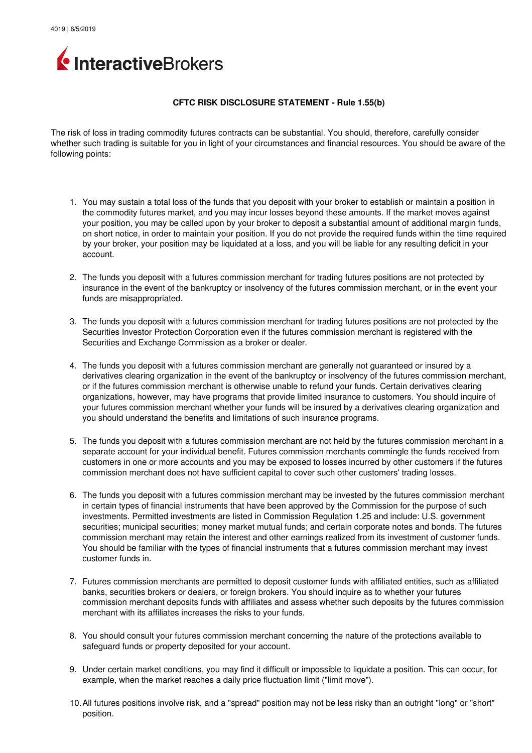4019 | 6/5/2019

InteractiveBrokers

## CFTC RISK DISCLOSURE STATEMENT - Rule 1.55(b)

The risk of loss in trading commodity futures contracts can be substantial. You should, therefore, carefully consider whether such trading is suitable for you in light of your circumstances and financial resources. You should be aware of the following points:

1. You may sustain a total loss of the funds that you deposit with your broker to establish or maintain a position in the commodity futures market, and you may incur losses beyond these amounts. If the market moves against your position, you may be called upon by your broker to deposit a substantial amount of additional margin funds, on short notice, in order to maintain your position. If you do not provide the required funds within the time required by your broker, your position may be liquidated at a loss, and you will be liable for any resulting deficit in your account.

2. The funds you deposit with a futures commission merchant for trading futures positions are not protected by insurance in the event of the bankruptcy or insolvency of the futures commission merchant, or in the event your funds are misappropriated.

3. The funds you deposit with a futures commission merchant for trading futures positions are not protected by the Securities Investor Protection Corporation even if the futures commission merchant is registered with the Securities and Exchange Commission as a broker or dealer.

4. The funds you deposit with a futures commission merchant are generally not guaranteed or insured by a derivatives clearing organization in the event of the bankruptcy or insolvency of the futures commission merchant, or if the futures commission merchant is otherwise unable to refund your funds. Certain derivatives clearing organizations, however, may have programs that provide limited insurance to customers. You should inquire of your futures commission merchant whether your funds will be insured by a derivatives clearing organization and you should understand the benefits and limitations of such insurance programs.

5. The funds you deposit with a futures commission merchant are not held by the futures commission merchant in a separate account for your individual benefit. Futures commission merchants commingle the funds received from customers in one or more accounts and you may be exposed to losses incurred by other customers if the futures commission merchant does not have sufficient capital to cover such other customers' trading losses.

6. The funds you deposit with a futures commission merchant may be invested by the futures commission merchant in certain types of financial instruments that have been approved by the Commission for the purpose of such investments. Permitted investments are listed in Commission Regulation 1.25 and include: U.S. government securities; municipal securities; money market mutual funds; and certain corporate notes and bonds. The futures commission merchant may retain the interest and other earnings realized from its investment of customer funds. You should be familiar with the types of financial instruments that a futures commission merchant may invest customer funds in.

7. Futures commission merchants are permitted to deposit customer funds with affiliated entities, such as affiliated banks, securities brokers or dealers, or foreign brokers. You should inquire as to whether your futures commission merchant deposits funds with affiliates and assess whether such deposits by the futures commission merchant with its affiliates increases the risks to your funds.

8. You should consult your futures commission merchant concerning the nature of the protections available to safeguard funds or property deposited for your account.

9. Under certain market conditions, you may find it difficult or impossible to liquidate a position. This can occur, for example, when the market reaches a daily price fluctuation limit ("limit move").

10. All futures positions involve risk, and a "spread" position may not be less risky than an outright "long" or "short" position.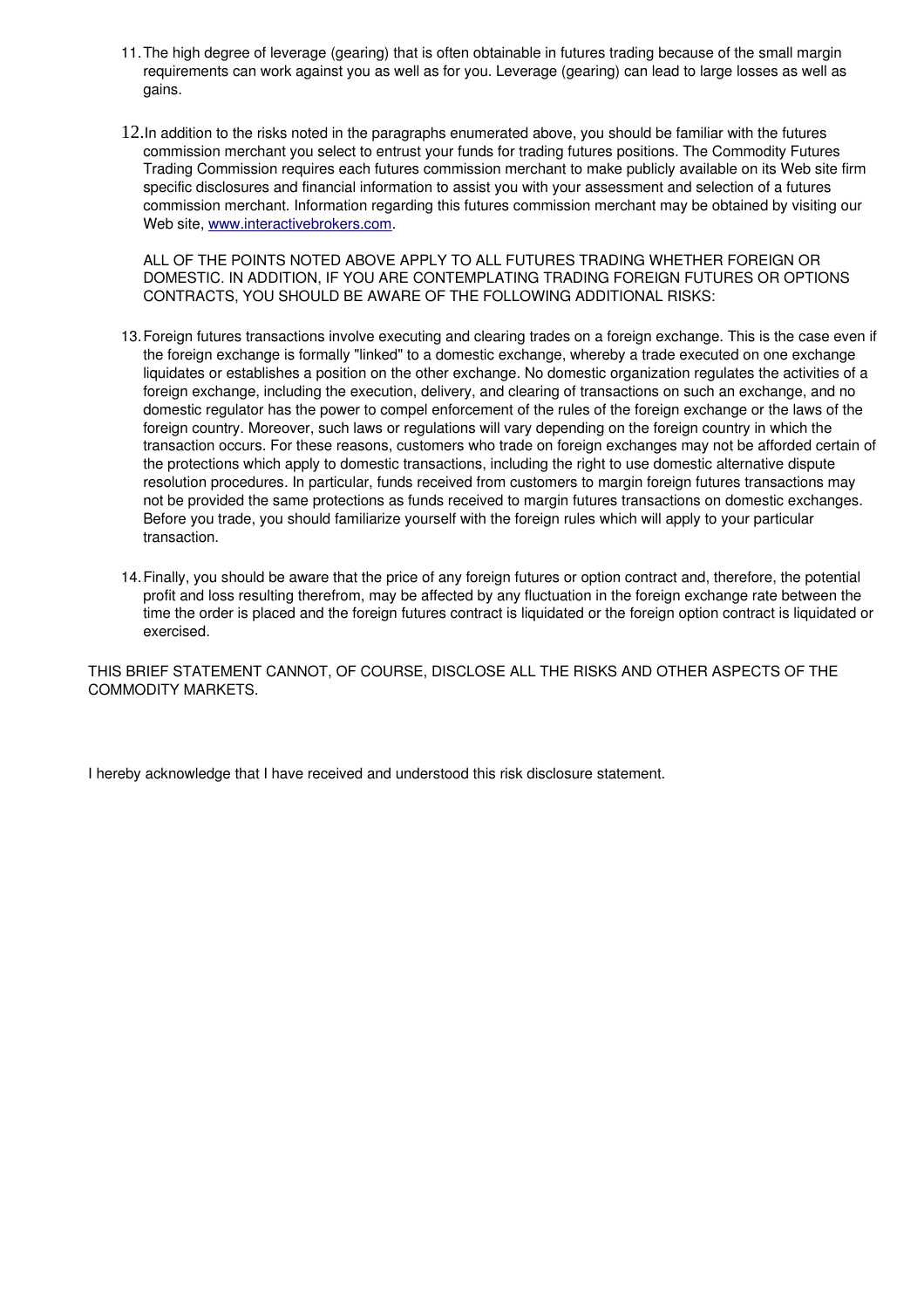11. The high degree of leverage (gearing) that is often obtainable in futures trading because of the small margin requirements can work against you as well as for you. Leverage (gearing) can lead to large losses as well as gains.

12. In addition to the risks noted in the paragraphs enumerated above, you should be familiar with the futures commission merchant you select to entrust your funds for trading futures positions. The Commodity Futures Trading Commission requires each futures commission merchant to make publicly available on its Web site firm specific disclosures and financial information to assist you with your assessment and selection of a futures commission merchant. Information regarding this futures commission merchant may be obtained by visiting our Web site, [www.interactivebrokers.com](http://www.interactivebrokers.com).

    ALL OF THE POINTS NOTED ABOVE APPLY TO ALL FUTURES TRADING WHETHER FOREIGN OR DOMESTIC. IN ADDITION, IF YOU ARE CONTEMPLATING TRADING FOREIGN FUTURES OR OPTIONS CONTRACTS, YOU SHOULD BE AWARE OF THE FOLLOWING ADDITIONAL RISKS:

13. Foreign futures transactions involve executing and clearing trades on a foreign exchange. This is the case even if the foreign exchange is formally "linked" to a domestic exchange, whereby a trade executed on one exchange liquidates or establishes a position on the other exchange. No domestic organization regulates the activities of a foreign exchange, including the execution, delivery, and clearing of transactions on such an exchange, and no domestic regulator has the power to compel enforcement of the rules of the foreign exchange or the laws of the foreign country. Moreover, such laws or regulations will vary depending on the foreign country in which the transaction occurs. For these reasons, customers who trade on foreign exchanges may not be afforded certain of the protections which apply to domestic transactions, including the right to use domestic alternative dispute resolution procedures. In particular, funds received from customers to margin foreign futures transactions may not be provided the same protections as funds received to margin futures transactions on domestic exchanges. Before you trade, you should familiarize yourself with the foreign rules which will apply to your particular transaction.

14. Finally, you should be aware that the price of any foreign futures or option contract and, therefore, the potential profit and loss resulting therefrom, may be affected by any fluctuation in the foreign exchange rate between the time the order is placed and the foreign futures contract is liquidated or the foreign option contract is liquidated or exercised.

THIS BRIEF STATEMENT CANNOT, OF COURSE, DISCLOSE ALL THE RISKS AND OTHER ASPECTS OF THE COMMODITY MARKETS.

I hereby acknowledge that I have received and understood this risk disclosure statement.